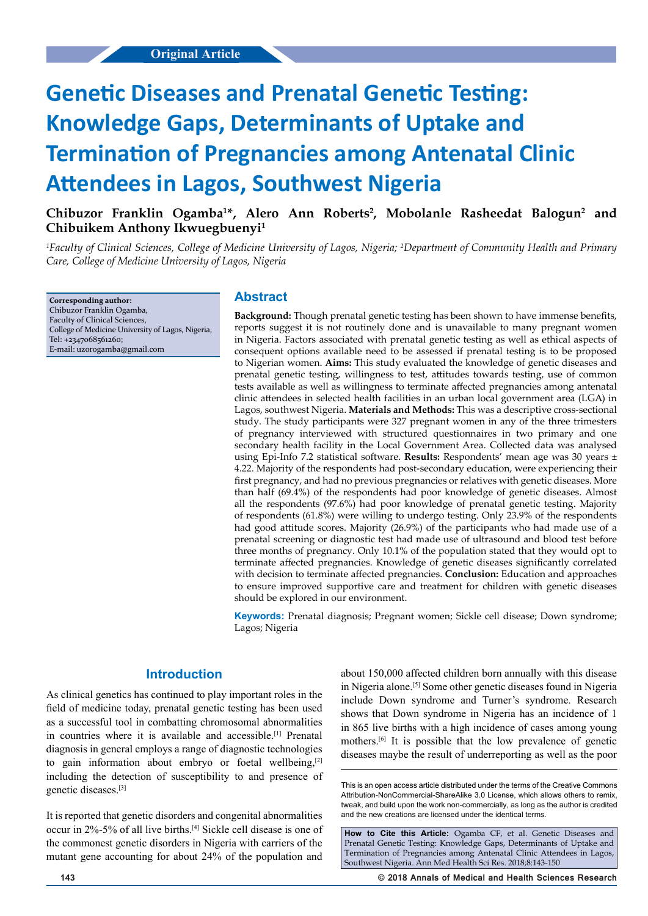Original Article

# Genetic Diseases and Prenatal Genetic Testing: Knowledge Gaps, Determinants of Uptake and Termination of Pregnancies among Antenatal Clinic Attendees in Lagos, Southwest Nigeria

**Chibuzor Franklin Ogamba[1]\*, Alero Ann Roberts[2], Mobolanle Rasheedat Balogun[2] and Chibuikem Anthony Ikwuegbuenyi[1]**

*[1]Faculty of Clinical Sciences, College of Medicine University of Lagos, Nigeria; [2]Department of Community Health and Primary Care, College of Medicine University of Lagos, Nigeria*

**Corresponding author:**
Chibuzor Franklin Ogamba,
Faculty of Clinical Sciences,
College of Medicine University of Lagos, Nigeria,
Tel: +2347068561260;
E-mail: uzorogamba@gmail.com

## Abstract

**Background:** Though prenatal genetic testing has been shown to have immense benefits, reports suggest it is not routinely done and is unavailable to many pregnant women in Nigeria. Factors associated with prenatal genetic testing as well as ethical aspects of consequent options available need to be assessed if prenatal testing is to be proposed to Nigerian women. **Aims:** This study evaluated the knowledge of genetic diseases and prenatal genetic testing, willingness to test, attitudes towards testing, use of common tests available as well as willingness to terminate affected pregnancies among antenatal clinic attendees in selected health facilities in an urban local government area (LGA) in Lagos, southwest Nigeria. **Materials and Methods:** This was a descriptive cross-sectional study. The study participants were 327 pregnant women in any of the three trimesters of pregnancy interviewed with structured questionnaires in two primary and one secondary health facility in the Local Government Area. Collected data was analysed using Epi-Info 7.2 statistical software. **Results:** Respondents' mean age was 30 years ± 4.22. Majority of the respondents had post-secondary education, were experiencing their first pregnancy, and had no previous pregnancies or relatives with genetic diseases. More than half (69.4%) of the respondents had poor knowledge of genetic diseases. Almost all the respondents (97.6%) had poor knowledge of prenatal genetic testing. Majority of respondents (61.8%) were willing to undergo testing. Only 23.9% of the respondents had good attitude scores. Majority (26.9%) of the participants who had made use of a prenatal screening or diagnostic test had made use of ultrasound and blood test before three months of pregnancy. Only 10.1% of the population stated that they would opt to terminate affected pregnancies. Knowledge of genetic diseases significantly correlated with decision to terminate affected pregnancies. **Conclusion:** Education and approaches to ensure improved supportive care and treatment for children with genetic diseases should be explored in our environment.

**Keywords:** Prenatal diagnosis; Pregnant women; Sickle cell disease; Down syndrome; Lagos; Nigeria

## Introduction

As clinical genetics has continued to play important roles in the field of medicine today, prenatal genetic testing has been used as a successful tool in combatting chromosomal abnormalities in countries where it is available and accessible.[1] Prenatal diagnosis in general employs a range of diagnostic technologies to gain information about embryo or foetal wellbeing,[2] including the detection of susceptibility to and presence of genetic diseases.[3]

It is reported that genetic disorders and congenital abnormalities occur in 2%-5% of all live births.[4] Sickle cell disease is one of the commonest genetic disorders in Nigeria with carriers of the mutant gene accounting for about 24% of the population and about 150,000 affected children born annually with this disease in Nigeria alone.[5] Some other genetic diseases found in Nigeria include Down syndrome and Turner's syndrome. Research shows that Down syndrome in Nigeria has an incidence of 1 in 865 live births with a high incidence of cases among young mothers.[6] It is possible that the low prevalence of genetic diseases maybe the result of underreporting as well as the poor

This is an open access article distributed under the terms of the Creative Commons Attribution-NonCommercial-ShareAlike 3.0 License, which allows others to remix, tweak, and build upon the work non-commercially, as long as the author is credited and the new creations are licensed under the identical terms.

**How to Cite this Article:** Ogamba CF, et al. Genetic Diseases and Prenatal Genetic Testing: Knowledge Gaps, Determinants of Uptake and Termination of Pregnancies among Antenatal Clinic Attendees in Lagos, Southwest Nigeria. Ann Med Health Sci Res. 2018;8:143-150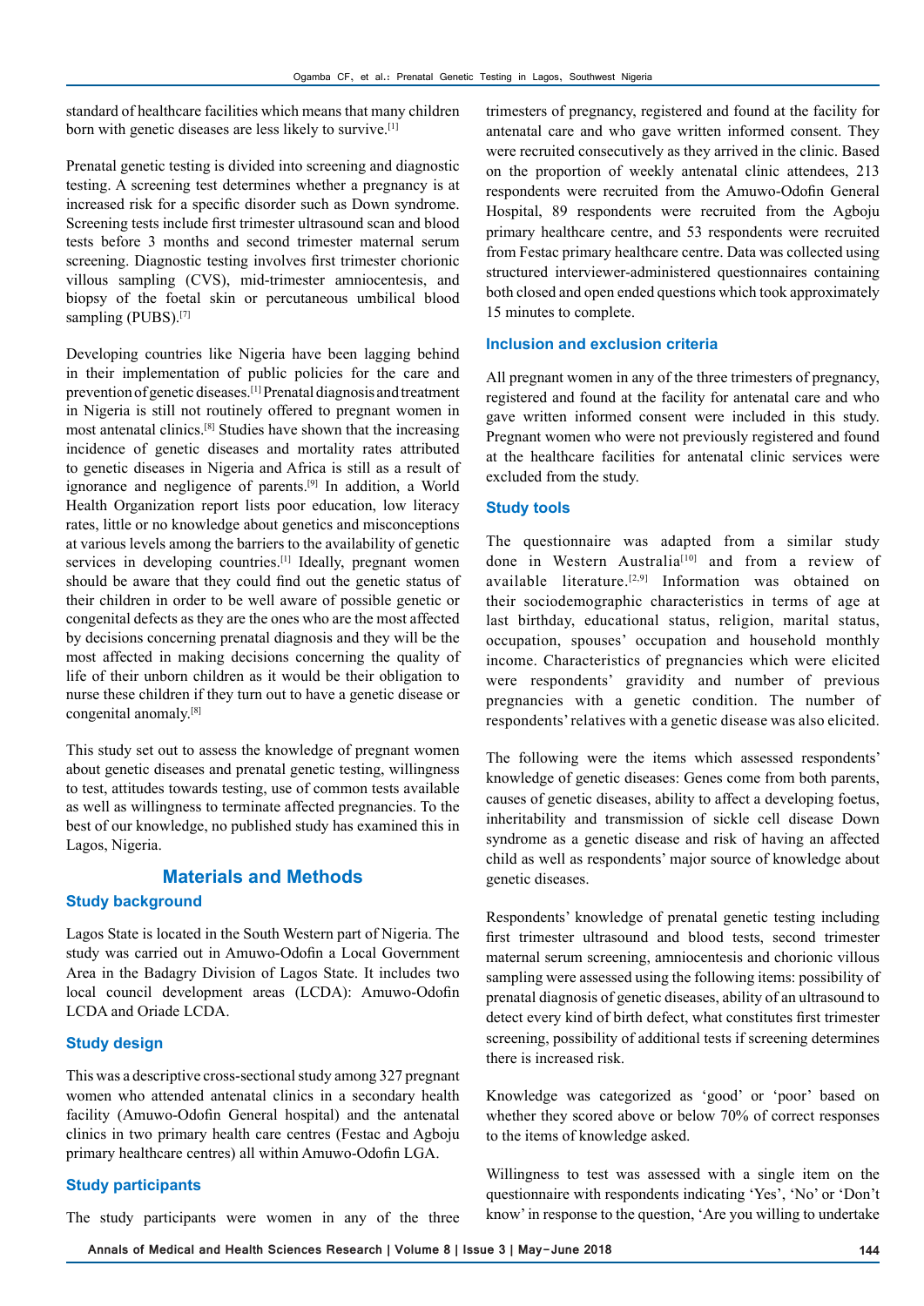standard of healthcare facilities which means that many children born with genetic diseases are less likely to survive.[1]

Prenatal genetic testing is divided into screening and diagnostic testing. A screening test determines whether a pregnancy is at increased risk for a specific disorder such as Down syndrome. Screening tests include first trimester ultrasound scan and blood tests before 3 months and second trimester maternal serum screening. Diagnostic testing involves first trimester chorionic villous sampling (CVS), mid-trimester amniocentesis, and biopsy of the foetal skin or percutaneous umbilical blood sampling (PUBS).[7]

Developing countries like Nigeria have been lagging behind in their implementation of public policies for the care and prevention of genetic diseases.[1] Prenatal diagnosis and treatment in Nigeria is still not routinely offered to pregnant women in most antenatal clinics.[8] Studies have shown that the increasing incidence of genetic diseases and mortality rates attributed to genetic diseases in Nigeria and Africa is still as a result of ignorance and negligence of parents.[9] In addition, a World Health Organization report lists poor education, low literacy rates, little or no knowledge about genetics and misconceptions at various levels among the barriers to the availability of genetic services in developing countries.[1] Ideally, pregnant women should be aware that they could find out the genetic status of their children in order to be well aware of possible genetic or congenital defects as they are the ones who are the most affected by decisions concerning prenatal diagnosis and they will be the most affected in making decisions concerning the quality of life of their unborn children as it would be their obligation to nurse these children if they turn out to have a genetic disease or congenital anomaly.[8]

This study set out to assess the knowledge of pregnant women about genetic diseases and prenatal genetic testing, willingness to test, attitudes towards testing, use of common tests available as well as willingness to terminate affected pregnancies. To the best of our knowledge, no published study has examined this in Lagos, Nigeria.

## Materials and Methods

### Study background

Lagos State is located in the South Western part of Nigeria. The study was carried out in Amuwo-Odofin a Local Government Area in the Badagry Division of Lagos State. It includes two local council development areas (LCDA): Amuwo-Odofin LCDA and Oriade LCDA.

### Study design

This was a descriptive cross-sectional study among 327 pregnant women who attended antenatal clinics in a secondary health facility (Amuwo-Odofin General hospital) and the antenatal clinics in two primary health care centres (Festac and Agboju primary healthcare centres) all within Amuwo-Odofin LGA.

### Study participants

The study participants were women in any of the three trimesters of pregnancy, registered and found at the facility for antenatal care and who gave written informed consent. They were recruited consecutively as they arrived in the clinic. Based on the proportion of weekly antenatal clinic attendees, 213 respondents were recruited from the Amuwo-Odofin General Hospital, 89 respondents were recruited from the Agboju primary healthcare centre, and 53 respondents were recruited from Festac primary healthcare centre. Data was collected using structured interviewer-administered questionnaires containing both closed and open ended questions which took approximately 15 minutes to complete.

### Inclusion and exclusion criteria

All pregnant women in any of the three trimesters of pregnancy, registered and found at the facility for antenatal care and who gave written informed consent were included in this study. Pregnant women who were not previously registered and found at the healthcare facilities for antenatal clinic services were excluded from the study.

### Study tools

The questionnaire was adapted from a similar study done in Western Australia[10] and from a review of available literature.[2,9] Information was obtained on their sociodemographic characteristics in terms of age at last birthday, educational status, religion, marital status, occupation, spouses' occupation and household monthly income. Characteristics of pregnancies which were elicited were respondents' gravidity and number of previous pregnancies with a genetic condition. The number of respondents' relatives with a genetic disease was also elicited.

The following were the items which assessed respondents' knowledge of genetic diseases: Genes come from both parents, causes of genetic diseases, ability to affect a developing foetus, inheritability and transmission of sickle cell disease Down syndrome as a genetic disease and risk of having an affected child as well as respondents' major source of knowledge about genetic diseases.

Respondents' knowledge of prenatal genetic testing including first trimester ultrasound and blood tests, second trimester maternal serum screening, amniocentesis and chorionic villous sampling were assessed using the following items: possibility of prenatal diagnosis of genetic diseases, ability of an ultrasound to detect every kind of birth defect, what constitutes first trimester screening, possibility of additional tests if screening determines there is increased risk.

Knowledge was categorized as 'good' or 'poor' based on whether they scored above or below 70% of correct responses to the items of knowledge asked.

Willingness to test was assessed with a single item on the questionnaire with respondents indicating 'Yes', 'No' or 'Don't know' in response to the question, 'Are you willing to undertake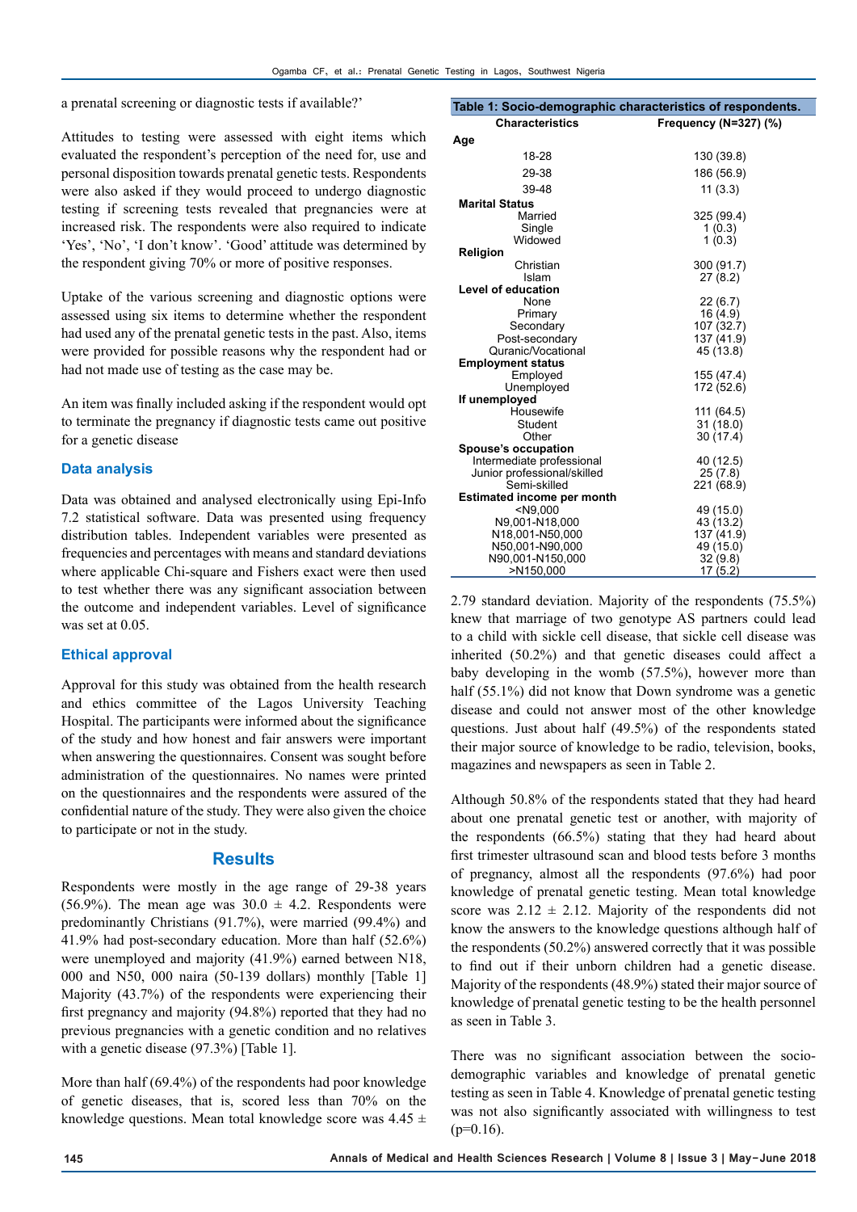a prenatal screening or diagnostic tests if available?'

Attitudes to testing were assessed with eight items which evaluated the respondent's perception of the need for, use and personal disposition towards prenatal genetic tests. Respondents were also asked if they would proceed to undergo diagnostic testing if screening tests revealed that pregnancies were at increased risk. The respondents were also required to indicate 'Yes', 'No', 'I don't know'. 'Good' attitude was determined by the respondent giving 70% or more of positive responses.

Uptake of the various screening and diagnostic options were assessed using six items to determine whether the respondent had used any of the prenatal genetic tests in the past. Also, items were provided for possible reasons why the respondent had or had not made use of testing as the case may be.

An item was finally included asking if the respondent would opt to terminate the pregnancy if diagnostic tests came out positive for a genetic disease

## Data analysis

Data was obtained and analysed electronically using Epi-Info 7.2 statistical software. Data was presented using frequency distribution tables. Independent variables were presented as frequencies and percentages with means and standard deviations where applicable Chi-square and Fishers exact were then used to test whether there was any significant association between the outcome and independent variables. Level of significance was set at 0.05.

## Ethical approval

Approval for this study was obtained from the health research and ethics committee of the Lagos University Teaching Hospital. The participants were informed about the significance of the study and how honest and fair answers were important when answering the questionnaires. Consent was sought before administration of the questionnaires. No names were printed on the questionnaires and the respondents were assured of the confidential nature of the study. They were also given the choice to participate or not in the study.

# Results

Respondents were mostly in the age range of 29-38 years (56.9%). The mean age was 30.0 ± 4.2. Respondents were predominantly Christians (91.7%), were married (99.4%) and 41.9% had post-secondary education. More than half (52.6%) were unemployed and majority (41.9%) earned between N18, 000 and N50, 000 naira (50-139 dollars) monthly [Table 1] Majority (43.7%) of the respondents were experiencing their first pregnancy and majority (94.8%) reported that they had no previous pregnancies with a genetic condition and no relatives with a genetic disease (97.3%) [Table 1].

**Table 1: Socio-demographic characteristics of respondents.**

| Characteristics | Frequency (N=327) (%) |
|---|---|
| **Age** | |
| 18-28 | 130 (39.8) |
| 29-38 | 186 (56.9) |
| 39-48 | 11 (3.3) |
| **Marital Status** | |
| Married | 325 (99.4) |
| Single | 1 (0.3) |
| Widowed | 1 (0.3) |
| **Religion** | |
| Christian | 300 (91.7) |
| Islam | 27 (8.2) |
| **Level of education** | |
| None | 22 (6.7) |
| Primary | 16 (4.9) |
| Secondary | 107 (32.7) |
| Post-secondary | 137 (41.9) |
| Quranic/Vocational | 45 (13.8) |
| **Employment status** | |
| Employed | 155 (47.4) |
| Unemployed | 172 (52.6) |
| **If unemployed** | |
| Housewife | 111 (64.5) |
| Student | 31 (18.0) |
| Other | 30 (17.4) |
| **Spouse's occupation** | |
| Intermediate professional | 40 (12.5) |
| Junior professional/skilled | 25 (7.8) |
| Semi-skilled | 221 (68.9) |
| **Estimated income per month** | |
| <N9,000 | 49 (15.0) |
| N9,001-N18,000 | 43 (13.2) |
| N18,001-N50,000 | 137 (41.9) |
| N50,001-N90,000 | 49 (15.0) |
| N90,001-N150,000 | 32 (9.8) |
| >N150,000 | 17 (5.2) |

More than half (69.4%) of the respondents had poor knowledge of genetic diseases, that is, scored less than 70% on the knowledge questions. Mean total knowledge score was 4.45 ± 2.79 standard deviation. Majority of the respondents (75.5%) knew that marriage of two genotype AS partners could lead to a child with sickle cell disease, that sickle cell disease was inherited (50.2%) and that genetic diseases could affect a baby developing in the womb (57.5%), however more than half (55.1%) did not know that Down syndrome was a genetic disease and could not answer most of the other knowledge questions. Just about half (49.5%) of the respondents stated their major source of knowledge to be radio, television, books, magazines and newspapers as seen in Table 2.

Although 50.8% of the respondents stated that they had heard about one prenatal genetic test or another, with majority of the respondents (66.5%) stating that they had heard about first trimester ultrasound scan and blood tests before 3 months of pregnancy, almost all the respondents (97.6%) had poor knowledge of prenatal genetic testing. Mean total knowledge score was 2.12 ± 2.12. Majority of the respondents did not know the answers to the knowledge questions although half of the respondents (50.2%) answered correctly that it was possible to find out if their unborn children had a genetic disease. Majority of the respondents (48.9%) stated their major source of knowledge of prenatal genetic testing to be the health personnel as seen in Table 3.

There was no significant association between the socio-demographic variables and knowledge of prenatal genetic testing as seen in Table 4. Knowledge of prenatal genetic testing was not also significantly associated with willingness to test ($p=0.16$).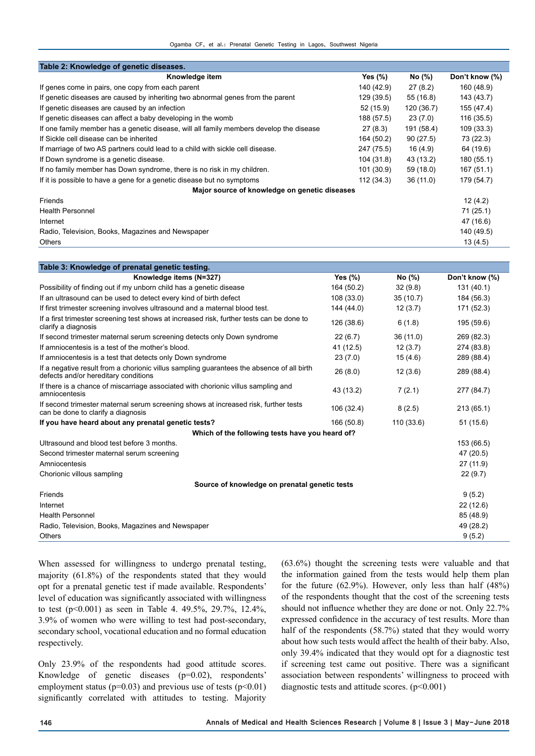**Table 2: Knowledge of genetic diseases.**

| Knowledge item | Yes (%) | No (%) | Don't know (%) |
|---|---|---|---|
| If genes come in pairs, one copy from each parent | 140 (42.9) | 27 (8.2) | 160 (48.9) |
| If genetic diseases are caused by inheriting two abnormal genes from the parent | 129 (39.5) | 55 (16.8) | 143 (43.7) |
| If genetic diseases are caused by an infection | 52 (15.9) | 120 (36.7) | 155 (47.4) |
| If genetic diseases can affect a baby developing in the womb | 188 (57.5) | 23 (7.0) | 116 (35.5) |
| If one family member has a genetic disease, will all family members develop the disease | 27 (8.3) | 191 (58.4) | 109 (33.3) |
| If Sickle cell disease can be inherited | 164 (50.2) | 90 (27.5) | 73 (22.3) |
| If marriage of two AS partners could lead to a child with sickle cell disease. | 247 (75.5) | 16 (4.9) | 64 (19.6) |
| If Down syndrome is a genetic disease. | 104 (31.8) | 43 (13.2) | 180 (55.1) |
| If no family member has Down syndrome, there is no risk in my children. | 101 (30.9) | 59 (18.0) | 167 (51.1) |
| If it is possible to have a gene for a genetic disease but no symptoms | 112 (34.3) | 36 (11.0) | 179 (54.7) |
| **Major source of knowledge on genetic diseases** | | | |
| Friends | | | 12 (4.2) |
| Health Personnel | | | 71 (25.1) |
| Internet | | | 47 (16.6) |
| Radio, Television, Books, Magazines and Newspaper | | | 140 (49.5) |
| Others | | | 13 (4.5) |

**Table 3: Knowledge of prenatal genetic testing.**

| Knowledge items (N=327) | Yes (%) | No (%) | Don't know (%) |
|---|---|---|---|
| Possibility of finding out if my unborn child has a genetic disease | 164 (50.2) | 32 (9.8) | 131 (40.1) |
| If an ultrasound can be used to detect every kind of birth defect | 108 (33.0) | 35 (10.7) | 184 (56.3) |
| If first trimester screening involves ultrasound and a maternal blood test. | 144 (44.0) | 12 (3.7) | 171 (52.3) |
| If a first trimester screening test shows at increased risk, further tests can be done to clarify a diagnosis | 126 (38.6) | 6 (1.8) | 195 (59.6) |
| If second trimester maternal serum screening detects only Down syndrome | 22 (6.7) | 36 (11.0) | 269 (82.3) |
| If amniocentesis is a test of the mother's blood. | 41 (12.5) | 12 (3.7) | 274 (83.8) |
| If amniocentesis is a test that detects only Down syndrome | 23 (7.0) | 15 (4.6) | 289 (88.4) |
| If a negative result from a chorionic villus sampling guarantees the absence of all birth defects and/or hereditary conditions | 26 (8.0) | 12 (3.6) | 289 (88.4) |
| If there is a chance of miscarriage associated with chorionic villus sampling and amniocentesis | 43 (13.2) | 7 (2.1) | 277 (84.7) |
| If second trimester maternal serum screening shows at increased risk, further tests can be done to clarify a diagnosis | 106 (32.4) | 8 (2.5) | 213 (65.1) |
| **If you have heard about any prenatal genetic tests?** | 166 (50.8) | 110 (33.6) | 51 (15.6) |
| **Which of the following tests have you heard of?** | | | |
| Ultrasound and blood test before 3 months. | | | 153 (66.5) |
| Second trimester maternal serum screening | | | 47 (20.5) |
| Amniocentesis | | | 27 (11.9) |
| Chorionic villous sampling | | | 22 (9.7) |
| **Source of knowledge on prenatal genetic tests** | | | |
| Friends | | | 9 (5.2) |
| Internet | | | 22 (12.6) |
| Health Personnel | | | 85 (48.9) |
| Radio, Television, Books, Magazines and Newspaper | | | 49 (28.2) |
| Others | | | 9 (5.2) |

When assessed for willingness to undergo prenatal testing, majority (61.8%) of the respondents stated that they would opt for a prenatal genetic test if made available. Respondents' level of education was significantly associated with willingness to test ($p<0.001$) as seen in Table 4. 49.5%, 29.7%, 12.4%, 3.9% of women who were willing to test had post-secondary, secondary school, vocational education and no formal education respectively.

Only 23.9% of the respondents had good attitude scores. Knowledge of genetic diseases ($p=0.02$), respondents' employment status ($p=0.03$) and previous use of tests ($p<0.01$) significantly correlated with attitudes to testing. Majority (63.6%) thought the screening tests were valuable and that the information gained from the tests would help them plan for the future (62.9%). However, only less than half (48%) of the respondents thought that the cost of the screening tests should not influence whether they are done or not. Only 22.7% expressed confidence in the accuracy of test results. More than half of the respondents (58.7%) stated that they would worry about how such tests would affect the health of their baby. Also, only 39.4% indicated that they would opt for a diagnostic test if screening test came out positive. There was a significant association between respondents' willingness to proceed with diagnostic tests and attitude scores. ($p<0.001$)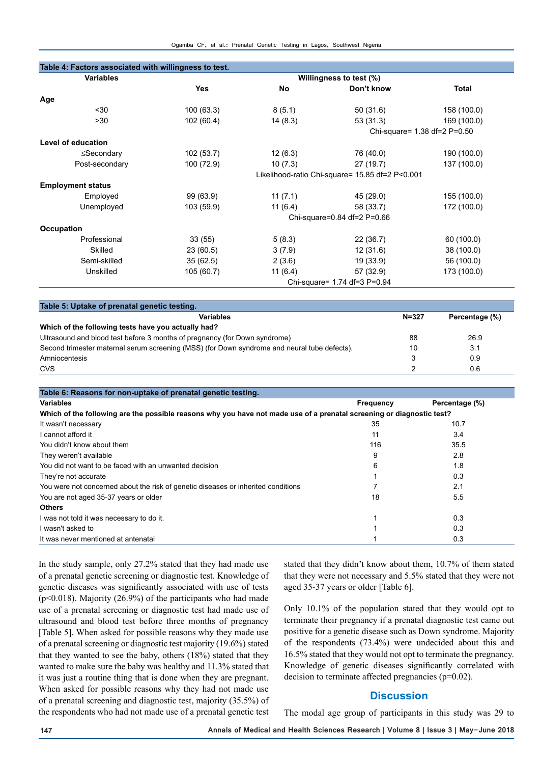**Table 4: Factors associated with willingness to test.**

| Variables | Willingness to test (%) | | | |
|---|---|---|---|---|
| | Yes | No | Don't know | Total |
| **Age** | | | | |
| <30 | 100 (63.3) | 8 (5.1) | 50 (31.6) | 158 (100.0) |
| >30 | 102 (60.4) | 14 (8.3) | 53 (31.3) | 169 (100.0) |
| | | | Chi-square= 1.38 df=2 P=0.50 | |
| **Level of education** | | | | |
| ≤Secondary | 102 (53.7) | 12 (6.3) | 76 (40.0) | 190 (100.0) |
| Post-secondary | 100 (72.9) | 10 (7.3) | 27 (19.7) | 137 (100.0) |
| | | Likelihood-ratio Chi-square= 15.85 df=2 P<0.001 | | |
| **Employment status** | | | | |
| Employed | 99 (63.9) | 11 (7.1) | 45 (29.0) | 155 (100.0) |
| Unemployed | 103 (59.9) | 11 (6.4) | 58 (33.7) | 172 (100.0) |
| | | Chi-square=0.84 df=2 P=0.66 | | |
| **Occupation** | | | | |
| Professional | 33 (55) | 5 (8.3) | 22 (36.7) | 60 (100.0) |
| Skilled | 23 (60.5) | 3 (7.9) | 12 (31.6) | 38 (100.0) |
| Semi-skilled | 35 (62.5) | 2 (3.6) | 19 (33.9) | 56 (100.0) |
| Unskilled | 105 (60.7) | 11 (6.4) | 57 (32.9) | 173 (100.0) |
| | | Chi-square= 1.74 df=3 P=0.94 | | |

**Table 5: Uptake of prenatal genetic testing.**

| Variables | N=327 | Percentage (%) |
|---|---|---|
| **Which of the following tests have you actually had?** | | |
| Ultrasound and blood test before 3 months of pregnancy (for Down syndrome) | 88 | 26.9 |
| Second trimester maternal serum screening (MSS) (for Down syndrome and neural tube defects). | 10 | 3.1 |
| Amniocentesis | 3 | 0.9 |
| CVS | 2 | 0.6 |

**Table 6: Reasons for non-uptake of prenatal genetic testing.**

| Variables | Frequency | Percentage (%) |
|---|---|---|
| **Which of the following are the possible reasons why you have not made use of a prenatal screening or diagnostic test?** | | |
| It wasn't necessary | 35 | 10.7 |
| I cannot afford it | 11 | 3.4 |
| You didn't know about them | 116 | 35.5 |
| They weren't available | 9 | 2.8 |
| You did not want to be faced with an unwanted decision | 6 | 1.8 |
| They're not accurate | 1 | 0.3 |
| You were not concerned about the risk of genetic diseases or inherited conditions | 7 | 2.1 |
| You are not aged 35-37 years or older | 18 | 5.5 |
| **Others** | | |
| I was not told it was necessary to do it. | 1 | 0.3 |
| I wasn't asked to | 1 | 0.3 |
| It was never mentioned at antenatal | 1 | 0.3 |

In the study sample, only 27.2% stated that they had made use of a prenatal genetic screening or diagnostic test. Knowledge of genetic diseases was significantly associated with use of tests ($p<0.018$). Majority (26.9%) of the participants who had made use of a prenatal screening or diagnostic test had made use of ultrasound and blood test before three months of pregnancy [Table 5]. When asked for possible reasons why they made use of a prenatal screening or diagnostic test majority (19.6%) stated that they wanted to see the baby, others (18%) stated that they wanted to make sure the baby was healthy and 11.3% stated that it was just a routine thing that is done when they are pregnant. When asked for possible reasons why they had not made use of a prenatal screening and diagnostic test, majority (35.5%) of the respondents who had not made use of a prenatal genetic test stated that they didn't know about them, 10.7% of them stated that they were not necessary and 5.5% stated that they were not aged 35-37 years or older [Table 6].

Only 10.1% of the population stated that they would opt to terminate their pregnancy if a prenatal diagnostic test came out positive for a genetic disease such as Down syndrome. Majority of the respondents (73.4%) were undecided about this and 16.5% stated that they would not opt to terminate the pregnancy. Knowledge of genetic diseases significantly correlated with decision to terminate affected pregnancies ($p=0.02$).

## Discussion

The modal age group of participants in this study was 29 to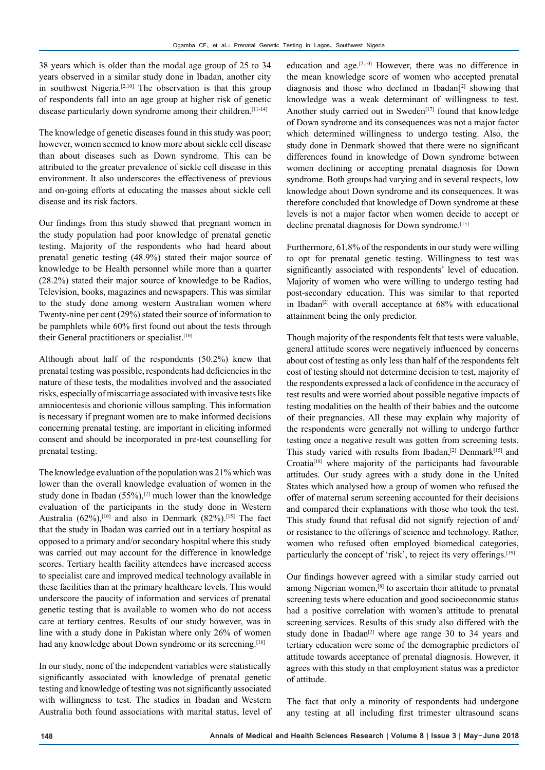38 years which is older than the modal age group of 25 to 34 years observed in a similar study done in Ibadan, another city in southwest Nigeria.[2,10] The observation is that this group of respondents fall into an age group at higher risk of genetic disease particularly down syndrome among their children.[11-14]

The knowledge of genetic diseases found in this study was poor; however, women seemed to know more about sickle cell disease than about diseases such as Down syndrome. This can be attributed to the greater prevalence of sickle cell disease in this environment. It also underscores the effectiveness of previous and on-going efforts at educating the masses about sickle cell disease and its risk factors.

Our findings from this study showed that pregnant women in the study population had poor knowledge of prenatal genetic testing. Majority of the respondents who had heard about prenatal genetic testing (48.9%) stated their major source of knowledge to be Health personnel while more than a quarter (28.2%) stated their major source of knowledge to be Radios, Television, books, magazines and newspapers. This was similar to the study done among western Australian women where Twenty-nine per cent (29%) stated their source of information to be pamphlets while 60% first found out about the tests through their General practitioners or specialist.[10]

Although about half of the respondents (50.2%) knew that prenatal testing was possible, respondents had deficiencies in the nature of these tests, the modalities involved and the associated risks, especially of miscarriage associated with invasive tests like amniocentesis and chorionic villous sampling. This information is necessary if pregnant women are to make informed decisions concerning prenatal testing, are important in eliciting informed consent and should be incorporated in pre-test counselling for prenatal testing.

The knowledge evaluation of the population was 21% which was lower than the overall knowledge evaluation of women in the study done in Ibadan (55%),[2] much lower than the knowledge evaluation of the participants in the study done in Western Australia (62%),[10] and also in Denmark (82%).[15] The fact that the study in Ibadan was carried out in a tertiary hospital as opposed to a primary and/or secondary hospital where this study was carried out may account for the difference in knowledge scores. Tertiary health facility attendees have increased access to specialist care and improved medical technology available in these facilities than at the primary healthcare levels. This would underscore the paucity of information and services of prenatal genetic testing that is available to women who do not access care at tertiary centres. Results of our study however, was in line with a study done in Pakistan where only 26% of women had any knowledge about Down syndrome or its screening.[16]

In our study, none of the independent variables were statistically significantly associated with knowledge of prenatal genetic testing and knowledge of testing was not significantly associated with willingness to test. The studies in Ibadan and Western Australia both found associations with marital status, level of education and age.[2,10] However, there was no difference in the mean knowledge score of women who accepted prenatal diagnosis and those who declined in Ibadan[2] showing that knowledge was a weak determinant of willingness to test. Another study carried out in Sweden[17] found that knowledge of Down syndrome and its consequences was not a major factor which determined willingness to undergo testing. Also, the study done in Denmark showed that there were no significant differences found in knowledge of Down syndrome between women declining or accepting prenatal diagnosis for Down syndrome. Both groups had varying and in several respects, low knowledge about Down syndrome and its consequences. It was therefore concluded that knowledge of Down syndrome at these levels is not a major factor when women decide to accept or decline prenatal diagnosis for Down syndrome.[15]

Furthermore, 61.8% of the respondents in our study were willing to opt for prenatal genetic testing. Willingness to test was significantly associated with respondents' level of education. Majority of women who were willing to undergo testing had post-secondary education. This was similar to that reported in Ibadan[2] with overall acceptance at 68% with educational attainment being the only predictor.

Though majority of the respondents felt that tests were valuable, general attitude scores were negatively influenced by concerns about cost of testing as only less than half of the respondents felt cost of testing should not determine decision to test, majority of the respondents expressed a lack of confidence in the accuracy of test results and were worried about possible negative impacts of testing modalities on the health of their babies and the outcome of their pregnancies. All these may explain why majority of the respondents were generally not willing to undergo further testing once a negative result was gotten from screening tests. This study varied with results from Ibadan,[2] Denmark[15] and Croatia[18] where majority of the participants had favourable attitudes. Our study agrees with a study done in the United States which analysed how a group of women who refused the offer of maternal serum screening accounted for their decisions and compared their explanations with those who took the test. This study found that refusal did not signify rejection of and/or resistance to the offerings of science and technology. Rather, women who refused often employed biomedical categories, particularly the concept of 'risk', to reject its very offerings.[19]

Our findings however agreed with a similar study carried out among Nigerian women,[8] to ascertain their attitude to prenatal screening tests where education and good socioeconomic status had a positive correlation with women's attitude to prenatal screening services. Results of this study also differed with the study done in Ibadan[2] where age range 30 to 34 years and tertiary education were some of the demographic predictors of attitude towards acceptance of prenatal diagnosis. However, it agrees with this study in that employment status was a predictor of attitude.

The fact that only a minority of respondents had undergone any testing at all including first trimester ultrasound scans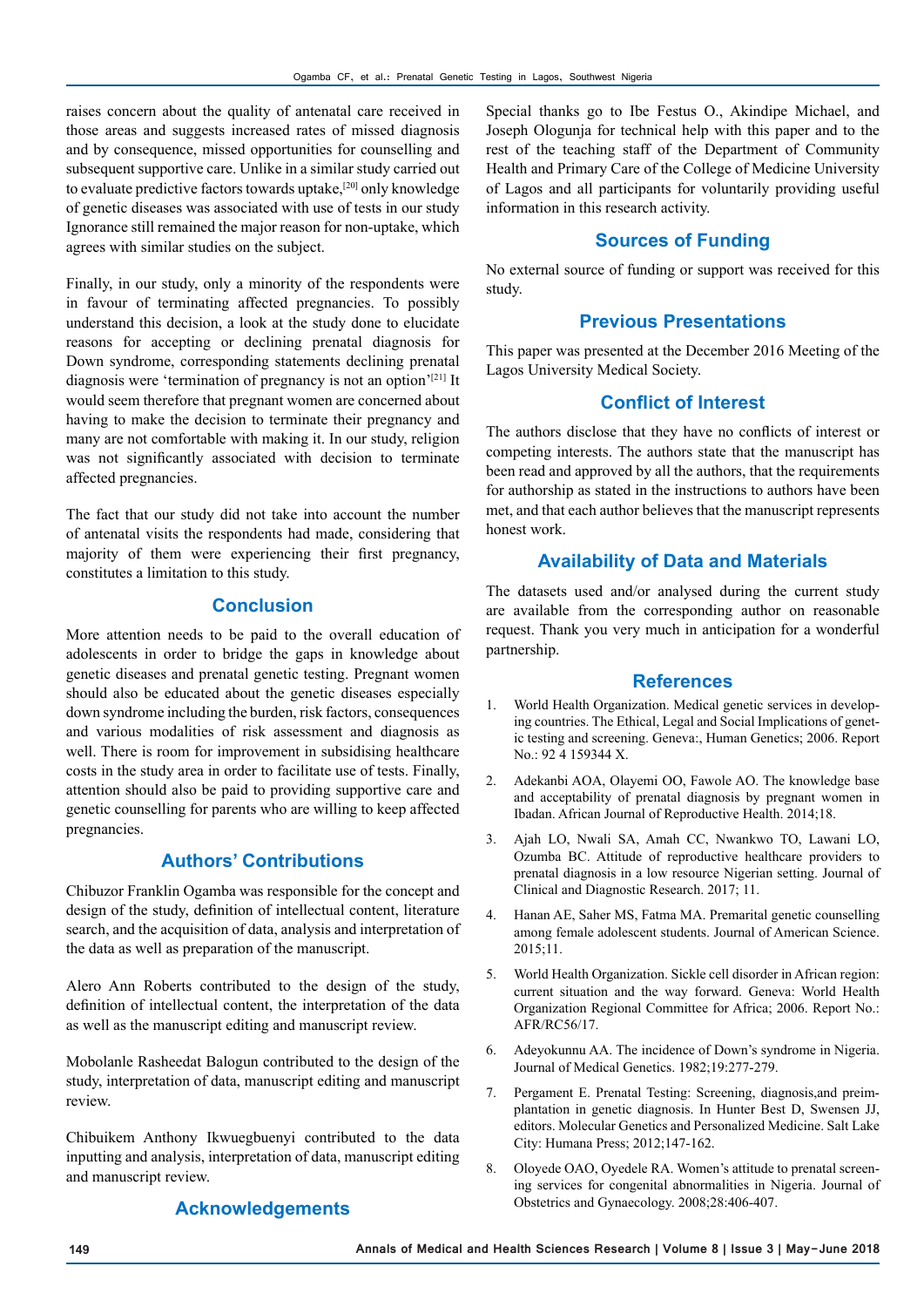raises concern about the quality of antenatal care received in those areas and suggests increased rates of missed diagnosis and by consequence, missed opportunities for counselling and subsequent supportive care. Unlike in a similar study carried out to evaluate predictive factors towards uptake,[20] only knowledge of genetic diseases was associated with use of tests in our study Ignorance still remained the major reason for non-uptake, which agrees with similar studies on the subject.

Finally, in our study, only a minority of the respondents were in favour of terminating affected pregnancies. To possibly understand this decision, a look at the study done to elucidate reasons for accepting or declining prenatal diagnosis for Down syndrome, corresponding statements declining prenatal diagnosis were 'termination of pregnancy is not an option'[21] It would seem therefore that pregnant women are concerned about having to make the decision to terminate their pregnancy and many are not comfortable with making it. In our study, religion was not significantly associated with decision to terminate affected pregnancies.

The fact that our study did not take into account the number of antenatal visits the respondents had made, considering that majority of them were experiencing their first pregnancy, constitutes a limitation to this study.

## Conclusion

More attention needs to be paid to the overall education of adolescents in order to bridge the gaps in knowledge about genetic diseases and prenatal genetic testing. Pregnant women should also be educated about the genetic diseases especially down syndrome including the burden, risk factors, consequences and various modalities of risk assessment and diagnosis as well. There is room for improvement in subsidising healthcare costs in the study area in order to facilitate use of tests. Finally, attention should also be paid to providing supportive care and genetic counselling for parents who are willing to keep affected pregnancies.

## Authors' Contributions

Chibuzor Franklin Ogamba was responsible for the concept and design of the study, definition of intellectual content, literature search, and the acquisition of data, analysis and interpretation of the data as well as preparation of the manuscript.

Alero Ann Roberts contributed to the design of the study, definition of intellectual content, the interpretation of the data as well as the manuscript editing and manuscript review.

Mobolanle Rasheedat Balogun contributed to the design of the study, interpretation of data, manuscript editing and manuscript review.

Chibuikem Anthony Ikwuegbuenyi contributed to the data inputting and analysis, interpretation of data, manuscript editing and manuscript review.

## Acknowledgements

Special thanks go to Ibe Festus O., Akindipe Michael, and Joseph Ologunja for technical help with this paper and to the rest of the teaching staff of the Department of Community Health and Primary Care of the College of Medicine University of Lagos and all participants for voluntarily providing useful information in this research activity.

## Sources of Funding

No external source of funding or support was received for this study.

## Previous Presentations

This paper was presented at the December 2016 Meeting of the Lagos University Medical Society.

## Conflict of Interest

The authors disclose that they have no conflicts of interest or competing interests. The authors state that the manuscript has been read and approved by all the authors, that the requirements for authorship as stated in the instructions to authors have been met, and that each author believes that the manuscript represents honest work.

## Availability of Data and Materials

The datasets used and/or analysed during the current study are available from the corresponding author on reasonable request. Thank you very much in anticipation for a wonderful partnership.

## References

1. World Health Organization. Medical genetic services in developing countries. The Ethical, Legal and Social Implications of genetic testing and screening. Geneva:, Human Genetics; 2006. Report No.: 92 4 159344 X.
2. Adekanbi AOA, Olayemi OO, Fawole AO. The knowledge base and acceptability of prenatal diagnosis by pregnant women in Ibadan. African Journal of Reproductive Health. 2014;18.
3. Ajah LO, Nwali SA, Amah CC, Nwankwo TO, Lawani LO, Ozumba BC. Attitude of reproductive healthcare providers to prenatal diagnosis in a low resource Nigerian setting. Journal of Clinical and Diagnostic Research. 2017; 11.
4. Hanan AE, Saher MS, Fatma MA. Premarital genetic counselling among female adolescent students. Journal of American Science. 2015;11.
5. World Health Organization. Sickle cell disorder in African region: current situation and the way forward. Geneva: World Health Organization Regional Committee for Africa; 2006. Report No.: AFR/RC56/17.
6. Adeyokunnu AA. The incidence of Down's syndrome in Nigeria. Journal of Medical Genetics. 1982;19:277-279.
7. Pergament E. Prenatal Testing: Screening, diagnosis,and preimplantation in genetic diagnosis. In Hunter Best D, Swensen JJ, editors. Molecular Genetics and Personalized Medicine. Salt Lake City: Humana Press; 2012;147-162.
8. Oloyede OAO, Oyedele RA. Women's attitude to prenatal screening services for congenital abnormalities in Nigeria. Journal of Obstetrics and Gynaecology. 2008;28:406-407.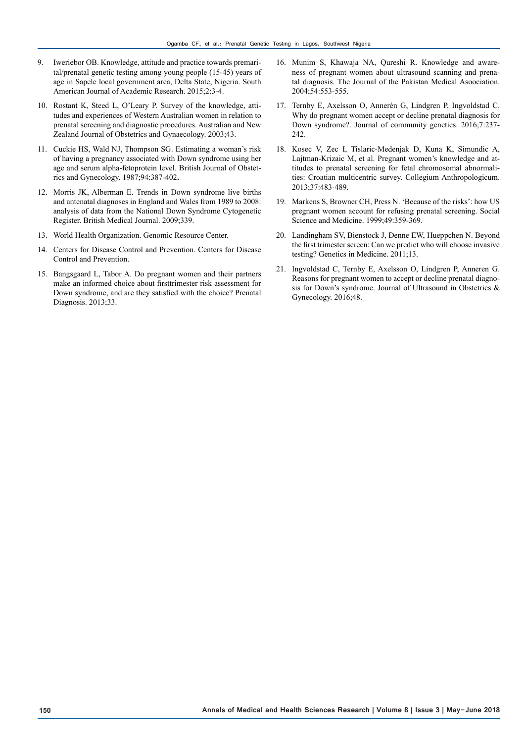9. Iweriebor OB. Knowledge, attitude and practice towards premarital/prenatal genetic testing among young people (15-45) years of age in Sapele local government area, Delta State, Nigeria. South American Journal of Academic Research. 2015;2:3-4.
10. Rostant K, Steed L, O'Leary P. Survey of the knowledge, attitudes and experiences of Western Australian women in relation to prenatal screening and diagnostic procedures. Australian and New Zealand Journal of Obstetrics and Gynaecology. 2003;43.
11. Cuckie HS, Wald NJ, Thompson SG. Estimating a woman's risk of having a pregnancy associated with Down syndrome using her age and serum alpha-fetoprotein level. British Journal of Obstetrics and Gynecology. 1987;94:387-402**.**
12. Morris JK, Alberman E. Trends in Down syndrome live births and antenatal diagnoses in England and Wales from 1989 to 2008: analysis of data from the National Down Syndrome Cytogenetic Register. British Medical Journal. 2009;339.
13. World Health Organization. Genomic Resource Center.
14. Centers for Disease Control and Prevention. Centers for Disease Control and Prevention.
15. Bangsgaard L, Tabor A. Do pregnant women and their partners make an informed choice about firsttrimester risk assessment for Down syndrome, and are they satisfied with the choice? Prenatal Diagnosis. 2013;33.
16. Munim S, Khawaja NA, Qureshi R. Knowledge and awareness of pregnant women about ultrasound scanning and prenatal diagnosis. The Journal of the Pakistan Medical Asoociation. 2004;54:553-555.
17. Ternby E, Axelsson O, Annerén G, Lindgren P, Ingvoldstad C. Why do pregnant women accept or decline prenatal diagnosis for Down syndrome?. Journal of community genetics. 2016;7:237-242.
18. Kosec V, Zec I, Tislaric-Medenjak D, Kuna K, Simundic A, Lajtman-Krizaic M, et al. Pregnant women's knowledge and attitudes to prenatal screening for fetal chromosomal abnormalities: Croatian multicentric survey. Collegium Anthropologicum. 2013;37:483-489.
19. Markens S, Browner CH, Press N. 'Because of the risks': how US pregnant women account for refusing prenatal screening. Social Science and Medicine. 1999;49:359-369.
20. Landingham SV, Bienstock J, Denne EW, Hueppchen N. Beyond the first trimester screen: Can we predict who will choose invasive testing? Genetics in Medicine. 2011;13.
21. Ingvoldstad C, Ternby E, Axelsson O, Lindgren P, Anneren G. Reasons for pregnant women to accept or decline prenatal diagnosis for Down's syndrome. Journal of Ultrasound in Obstetrics & Gynecology. 2016;48.